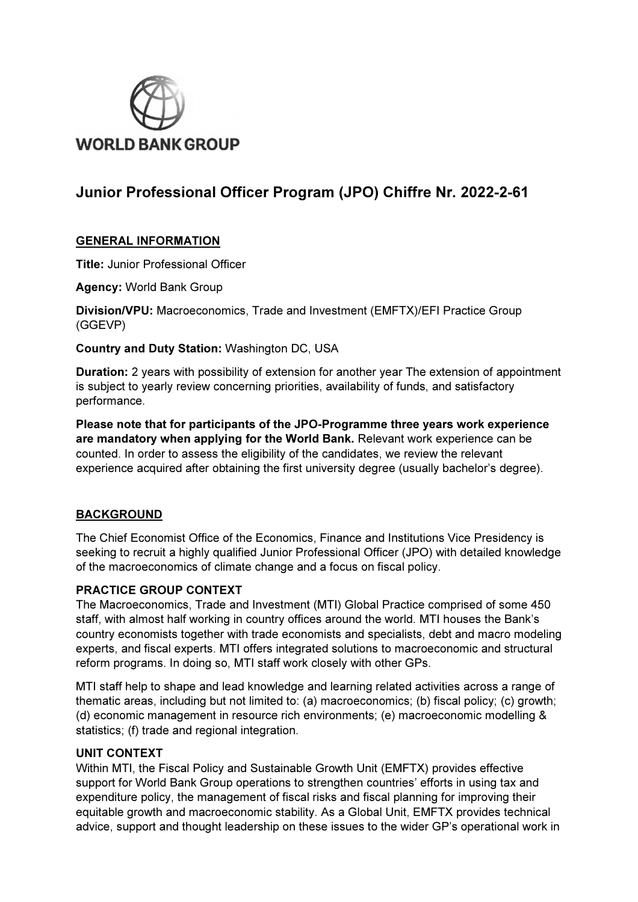WORLD BANK GROUP

# Junior Professional Officer Program (JPO) Chiffre Nr. 2022-2-61

## GENERAL INFORMATION

**Title:** Junior Professional Officer

**Agency:** World Bank Group

**Division/VPU:** Macroeconomics, Trade and Investment (EMFTX)/EFI Practice Group (GGEVP)

**Country and Duty Station:** Washington DC, USA

**Duration:** 2 years with possibility of extension for another year The extension of appointment is subject to yearly review concerning priorities, availability of funds, and satisfactory performance.

**Please note that for participants of the JPO-Programme three years work experience are mandatory when applying for the World Bank.** Relevant work experience can be counted. In order to assess the eligibility of the candidates, we review the relevant experience acquired after obtaining the first university degree (usually bachelor's degree).

## BACKGROUND

The Chief Economist Office of the Economics, Finance and Institutions Vice Presidency is seeking to recruit a highly qualified Junior Professional Officer (JPO) with detailed knowledge of the macroeconomics of climate change and a focus on fiscal policy.

### PRACTICE GROUP CONTEXT

The Macroeconomics, Trade and Investment (MTI) Global Practice comprised of some 450 staff, with almost half working in country offices around the world. MTI houses the Bank's country economists together with trade economists and specialists, debt and macro modeling experts, and fiscal experts. MTI offers integrated solutions to macroeconomic and structural reform programs. In doing so, MTI staff work closely with other GPs.

MTI staff help to shape and lead knowledge and learning related activities across a range of thematic areas, including but not limited to: (a) macroeconomics; (b) fiscal policy; (c) growth; (d) economic management in resource rich environments; (e) macroeconomic modelling & statistics; (f) trade and regional integration.

### UNIT CONTEXT

Within MTI, the Fiscal Policy and Sustainable Growth Unit (EMFTX) provides effective support for World Bank Group operations to strengthen countries' efforts in using tax and expenditure policy, the management of fiscal risks and fiscal planning for improving their equitable growth and macroeconomic stability. As a Global Unit, EMFTX provides technical advice, support and thought leadership on these issues to the wider GP's operational work in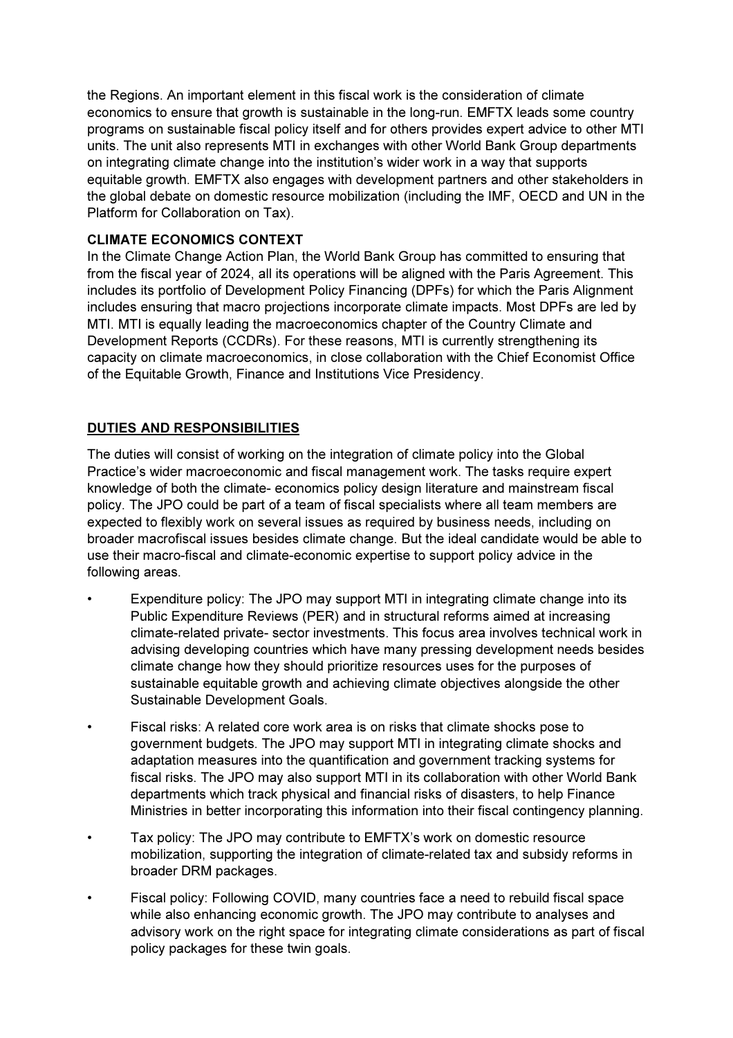the Regions. An important element in this fiscal work is the consideration of climate economics to ensure that growth is sustainable in the long-run. EMFTX leads some country programs on sustainable fiscal policy itself and for others provides expert advice to other MTI units. The unit also represents MTI in exchanges with other World Bank Group departments on integrating climate change into the institution's wider work in a way that supports equitable growth. EMFTX also engages with development partners and other stakeholders in the global debate on domestic resource mobilization (including the IMF, OECD and UN in the Platform for Collaboration on Tax).

**CLIMATE ECONOMICS CONTEXT**

In the Climate Change Action Plan, the World Bank Group has committed to ensuring that from the fiscal year of 2024, all its operations will be aligned with the Paris Agreement. This includes its portfolio of Development Policy Financing (DPFs) for which the Paris Alignment includes ensuring that macro projections incorporate climate impacts. Most DPFs are led by MTI. MTI is equally leading the macroeconomics chapter of the Country Climate and Development Reports (CCDRs). For these reasons, MTI is currently strengthening its capacity on climate macroeconomics, in close collaboration with the Chief Economist Office of the Equitable Growth, Finance and Institutions Vice Presidency.

## DUTIES AND RESPONSIBILITIES

The duties will consist of working on the integration of climate policy into the Global Practice's wider macroeconomic and fiscal management work. The tasks require expert knowledge of both the climate- economics policy design literature and mainstream fiscal policy. The JPO could be part of a team of fiscal specialists where all team members are expected to flexibly work on several issues as required by business needs, including on broader macrofiscal issues besides climate change. But the ideal candidate would be able to use their macro-fiscal and climate-economic expertise to support policy advice in the following areas.

- Expenditure policy: The JPO may support MTI in integrating climate change into its Public Expenditure Reviews (PER) and in structural reforms aimed at increasing climate-related private- sector investments. This focus area involves technical work in advising developing countries which have many pressing development needs besides climate change how they should prioritize resources uses for the purposes of sustainable equitable growth and achieving climate objectives alongside the other Sustainable Development Goals.
- Fiscal risks: A related core work area is on risks that climate shocks pose to government budgets. The JPO may support MTI in integrating climate shocks and adaptation measures into the quantification and government tracking systems for fiscal risks. The JPO may also support MTI in its collaboration with other World Bank departments which track physical and financial risks of disasters, to help Finance Ministries in better incorporating this information into their fiscal contingency planning.
- Tax policy: The JPO may contribute to EMFTX's work on domestic resource mobilization, supporting the integration of climate-related tax and subsidy reforms in broader DRM packages.
- Fiscal policy: Following COVID, many countries face a need to rebuild fiscal space while also enhancing economic growth. The JPO may contribute to analyses and advisory work on the right space for integrating climate considerations as part of fiscal policy packages for these twin goals.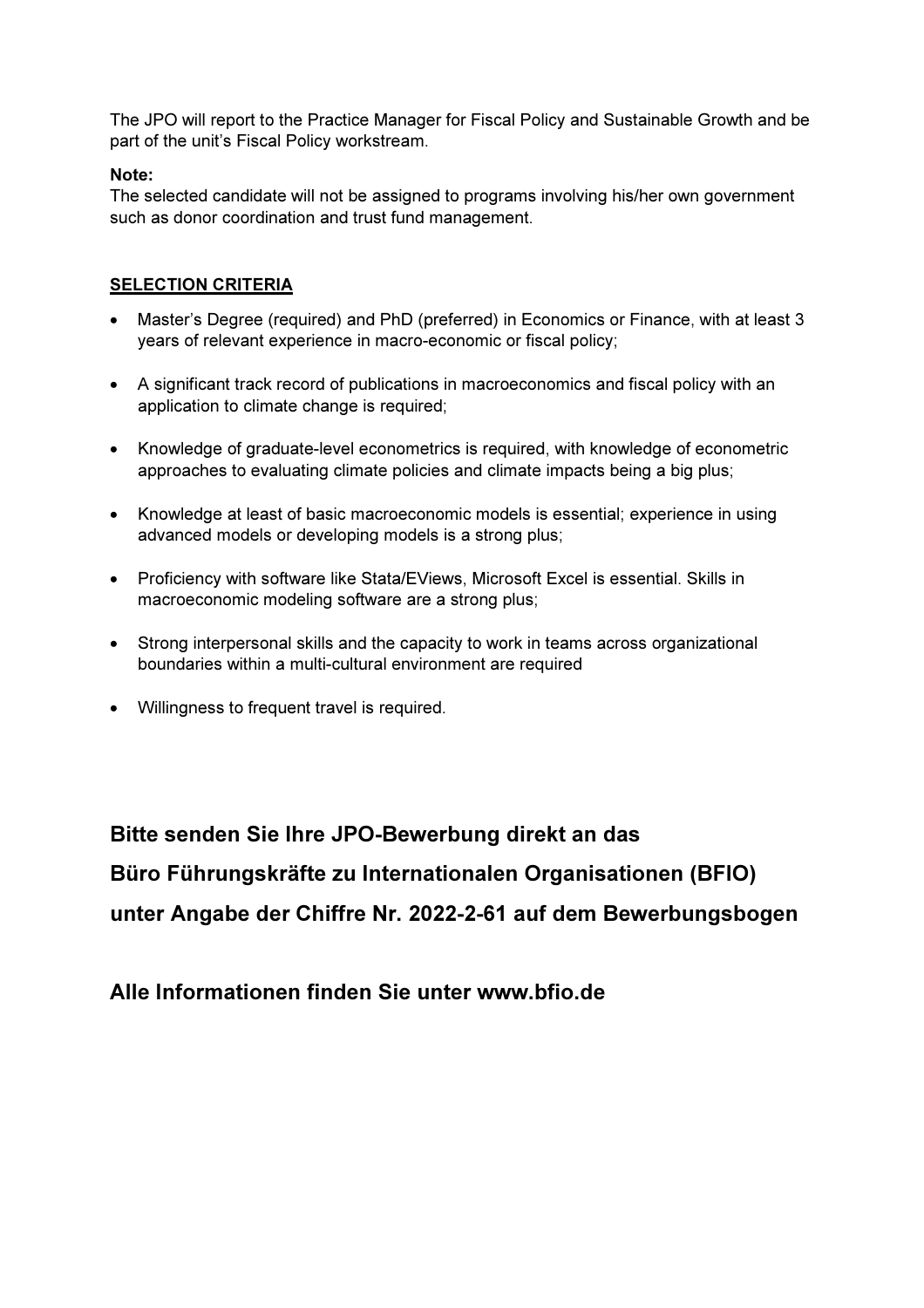The JPO will report to the Practice Manager for Fiscal Policy and Sustainable Growth and be part of the unit's Fiscal Policy workstream.

**Note:**
The selected candidate will not be assigned to programs involving his/her own government such as donor coordination and trust fund management.

**SELECTION CRITERIA**

- Master's Degree (required) and PhD (preferred) in Economics or Finance, with at least 3 years of relevant experience in macro-economic or fiscal policy;
- A significant track record of publications in macroeconomics and fiscal policy with an application to climate change is required;
- Knowledge of graduate-level econometrics is required, with knowledge of econometric approaches to evaluating climate policies and climate impacts being a big plus;
- Knowledge at least of basic macroeconomic models is essential; experience in using advanced models or developing models is a strong plus;
- Proficiency with software like Stata/EViews, Microsoft Excel is essential. Skills in macroeconomic modeling software are a strong plus;
- Strong interpersonal skills and the capacity to work in teams across organizational boundaries within a multi-cultural environment are required
- Willingness to frequent travel is required.

**Bitte senden Sie Ihre JPO-Bewerbung direkt an das**
**Büro Führungskräfte zu Internationalen Organisationen (BFIO)**
**unter Angabe der Chiffre Nr. 2022-2-61 auf dem Bewerbungsbogen**

**Alle Informationen finden Sie unter www.bfio.de**